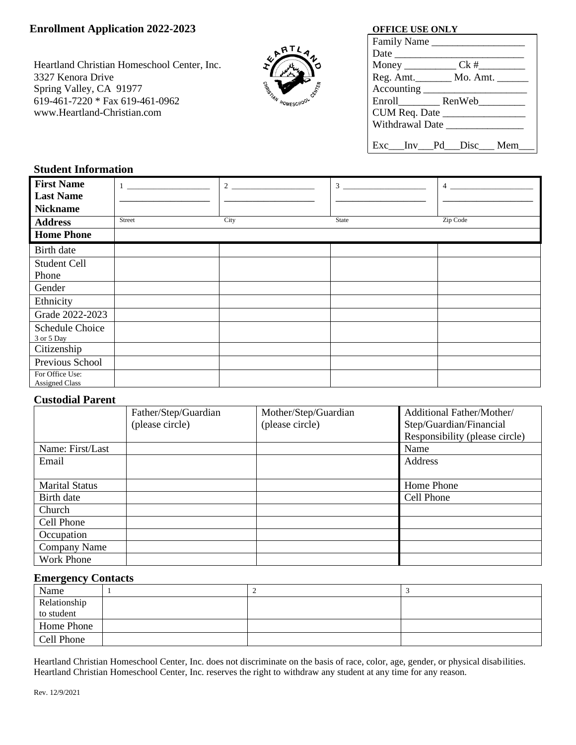# Enrollment Application 2022-2023

Heartland Christian Homeschool Center, Inc.
3327 Kenora Drive
Spring Valley, CA 91977
619-461-7220 * Fax 619-461-0962
www.Heartland-Christian.com

**OFFICE USE ONLY**

Family Name ___________________
Date ___________________________
Money ___________ Ck #__________
Reg. Amt.________ Mo. Amt. _______
Accounting _____________________
Enroll_________ RenWeb__________
CUM Req. Date _________________
Withdrawal Date ________________

Exc___Inv___Pd___Disc___ Mem___

## Student Information

| | | | | |
|---|---|---|---|---|
| **First Name** **Last Name** **Nickname** | 1 ____________ ____________ | 2 ____________ ____________ | 3 ____________ ____________ | 4 ____________ ____________ |
| **Address** | Street | City | State | Zip Code |
| **Home Phone** | | | | |
| Birth date | | | | |
| Student Cell Phone | | | | |
| Gender | | | | |
| Ethnicity | | | | |
| Grade 2022-2023 | | | | |
| Schedule Choice 3 or 5 Day | | | | |
| Citizenship | | | | |
| Previous School | | | | |
| For Office Use: Assigned Class | | | | |

## Custodial Parent

| | Father/Step/Guardian (please circle) | Mother/Step/Guardian (please circle) | Additional Father/Mother/ Step/Guardian/Financial Responsibility (please circle) |
|---|---|---|---|
| Name: First/Last | | | Name |
| Email | | | Address |
| Marital Status | | | Home Phone |
| Birth date | | | Cell Phone |
| Church | | | |
| Cell Phone | | | |
| Occupation | | | |
| Company Name | | | |
| Work Phone | | | |

## Emergency Contacts

| Name | 1 | 2 | 3 |
|---|---|---|---|
| Relationship to student | | | |
| Home Phone | | | |
| Cell Phone | | | |

Heartland Christian Homeschool Center, Inc. does not discriminate on the basis of race, color, age, gender, or physical disabilities. Heartland Christian Homeschool Center, Inc. reserves the right to withdraw any student at any time for any reason.

Rev. 12/9/2021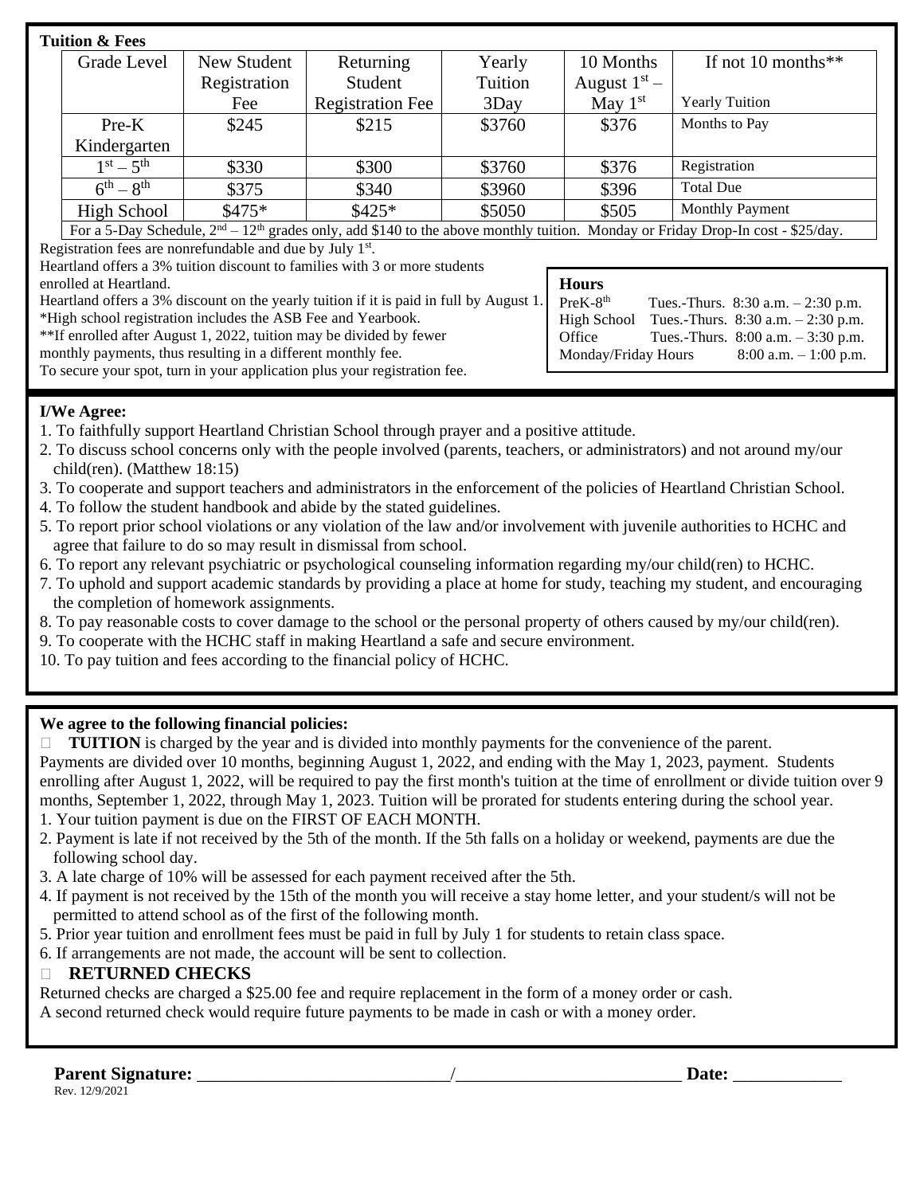**Tuition & Fees**

| Grade Level | New Student Registration Fee | Returning Student Registration Fee | Yearly Tuition 3Day | 10 Months August 1st – May 1st | If not 10 months** |
|---|---|---|---|---|---|
| | | | | | Yearly Tuition |
| Pre-K Kindergarten | $245 | $215 | $3760 | $376 | Months to Pay |
| 1st – 5th | $330 | $300 | $3760 | $376 | Registration |
| 6th – 8th | $375 | $340 | $3960 | $396 | Total Due |
| High School | $475* | $425* | $5050 | $505 | Monthly Payment |

For a 5-Day Schedule, 2nd – 12th grades only, add $140 to the above monthly tuition. Monday or Friday Drop-In cost - $25/day.

Registration fees are nonrefundable and due by July 1st.
Heartland offers a 3% tuition discount to families with 3 or more students enrolled at Heartland.
Heartland offers a 3% discount on the yearly tuition if it is paid in full by August 1.
*High school registration includes the ASB Fee and Yearbook.
**If enrolled after August 1, 2022, tuition may be divided by fewer monthly payments, thus resulting in a different monthly fee.
To secure your spot, turn in your application plus your registration fee.

**Hours**

| | |
|---|---|
| PreK-8th | Tues.-Thurs. 8:30 a.m. – 2:30 p.m. |
| High School | Tues.-Thurs. 8:30 a.m. – 2:30 p.m. |
| Office | Tues.-Thurs. 8:00 a.m. – 3:30 p.m. |
| Monday/Friday Hours | 8:00 a.m. – 1:00 p.m. |

**I/We Agree:**

1. To faithfully support Heartland Christian School through prayer and a positive attitude.
2. To discuss school concerns only with the people involved (parents, teachers, or administrators) and not around my/our child(ren). (Matthew 18:15)
3. To cooperate and support teachers and administrators in the enforcement of the policies of Heartland Christian School.
4. To follow the student handbook and abide by the stated guidelines.
5. To report prior school violations or any violation of the law and/or involvement with juvenile authorities to HCHC and agree that failure to do so may result in dismissal from school.
6. To report any relevant psychiatric or psychological counseling information regarding my/our child(ren) to HCHC.
7. To uphold and support academic standards by providing a place at home for study, teaching my student, and encouraging the completion of homework assignments.
8. To pay reasonable costs to cover damage to the school or the personal property of others caused by my/our child(ren).
9. To cooperate with the HCHC staff in making Heartland a safe and secure environment.
10. To pay tuition and fees according to the financial policy of HCHC.

**We agree to the following financial policies:**

- **TUITION** is charged by the year and is divided into monthly payments for the convenience of the parent.

Payments are divided over 10 months, beginning August 1, 2022, and ending with the May 1, 2023, payment. Students enrolling after August 1, 2022, will be required to pay the first month's tuition at the time of enrollment or divide tuition over 9 months, September 1, 2022, through May 1, 2023. Tuition will be prorated for students entering during the school year.

1. Your tuition payment is due on the FIRST OF EACH MONTH.
2. Payment is late if not received by the 5th of the month. If the 5th falls on a holiday or weekend, payments are due the following school day.
3. A late charge of 10% will be assessed for each payment received after the 5th.
4. If payment is not received by the 15th of the month you will receive a stay home letter, and your student/s will not be permitted to attend school as of the first of the following month.
5. Prior year tuition and enrollment fees must be paid in full by July 1 for students to retain class space.
6. If arrangements are not made, the account will be sent to collection.

- **RETURNED CHECKS**

Returned checks are charged a $25.00 fee and require replacement in the form of a money order or cash.
A second returned check would require future payments to be made in cash or with a money order.

**Parent Signature:** ____________________________/_________________________ **Date:** ____________

Rev. 12/9/2021